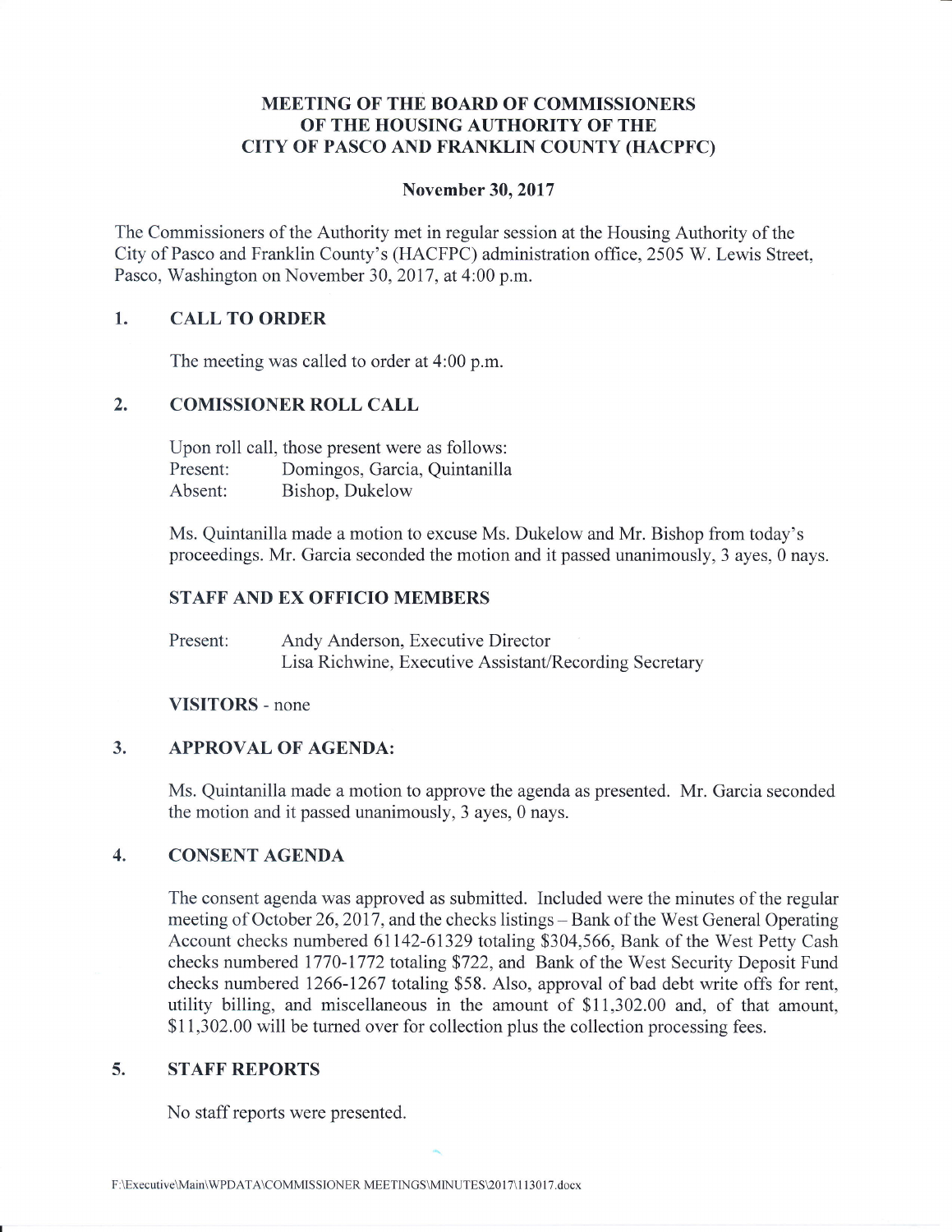# MEETING OF THE BOARD OF COMMISSIONERS OF THE HOUSING AUTHORITY OF THE CITY OF PASCO AND FRANKLIN COUNTY (HACPFC)

**November 30, 2017**

The Commissioners of the Authority met in regular session at the Housing Authority of the City of Pasco and Franklin County's (HACFPC) administration office, 2505 W. Lewis Street, Pasco, Washington on November 30, 2017, at 4:00 p.m.

## 1. CALL TO ORDER

The meeting was called to order at 4:00 p.m.

## 2. COMISSIONER ROLL CALL

Upon roll call, those present were as follows:
Present: Domingos, Garcia, Quintanilla
Absent: Bishop, Dukelow

Ms. Quintanilla made a motion to excuse Ms. Dukelow and Mr. Bishop from today's proceedings. Mr. Garcia seconded the motion and it passed unanimously, 3 ayes, 0 nays.

### STAFF AND EX OFFICIO MEMBERS

Present: Andy Anderson, Executive Director
Lisa Richwine, Executive Assistant/Recording Secretary

**VISITORS** - none

## 3. APPROVAL OF AGENDA:

Ms. Quintanilla made a motion to approve the agenda as presented. Mr. Garcia seconded the motion and it passed unanimously, 3 ayes, 0 nays.

## 4. CONSENT AGENDA

The consent agenda was approved as submitted. Included were the minutes of the regular meeting of October 26, 2017, and the checks listings – Bank of the West General Operating Account checks numbered 61142-61329 totaling $304,566, Bank of the West Petty Cash checks numbered 1770-1772 totaling $722, and Bank of the West Security Deposit Fund checks numbered 1266-1267 totaling $58. Also, approval of bad debt write offs for rent, utility billing, and miscellaneous in the amount of $11,302.00 and, of that amount, $11,302.00 will be turned over for collection plus the collection processing fees.

## 5. STAFF REPORTS

No staff reports were presented.

F:\Executive\Main\WPDATA\COMMISSIONER MEETINGS\MINUTES\2017\113017.docx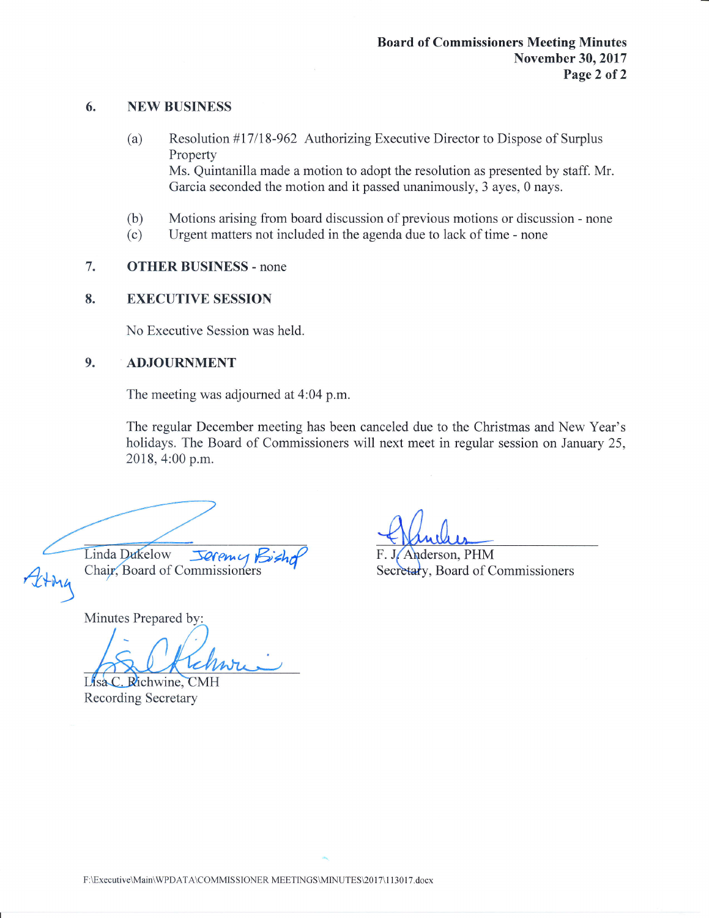## 6. NEW BUSINESS

(a) Resolution #17/18-962 Authorizing Executive Director to Dispose of Surplus Property
Ms. Quintanilla made a motion to adopt the resolution as presented by staff. Mr. Garcia seconded the motion and it passed unanimously, 3 ayes, 0 nays.

(b) Motions arising from board discussion of previous motions or discussion - none

(c) Urgent matters not included in the agenda due to lack of time - none

## 7. OTHER BUSINESS - none

## 8. EXECUTIVE SESSION

No Executive Session was held.

## 9. ADJOURNMENT

The meeting was adjourned at 4:04 p.m.

The regular December meeting has been canceled due to the Christmas and New Year's holidays. The Board of Commissioners will next meet in regular session on January 25, 2018, 4:00 p.m.

Linda Dukelow Jeremy Bishop
Chair, Board of Commissioners
Acting

F. J. Anderson, PHM
Secretary, Board of Commissioners

Minutes Prepared by:

Lisa C. Richwine, CMH
Recording Secretary

F:\Executive\Main\WPDATA\COMMISSIONER MEETINGS\MINUTES\2017\113017.docx